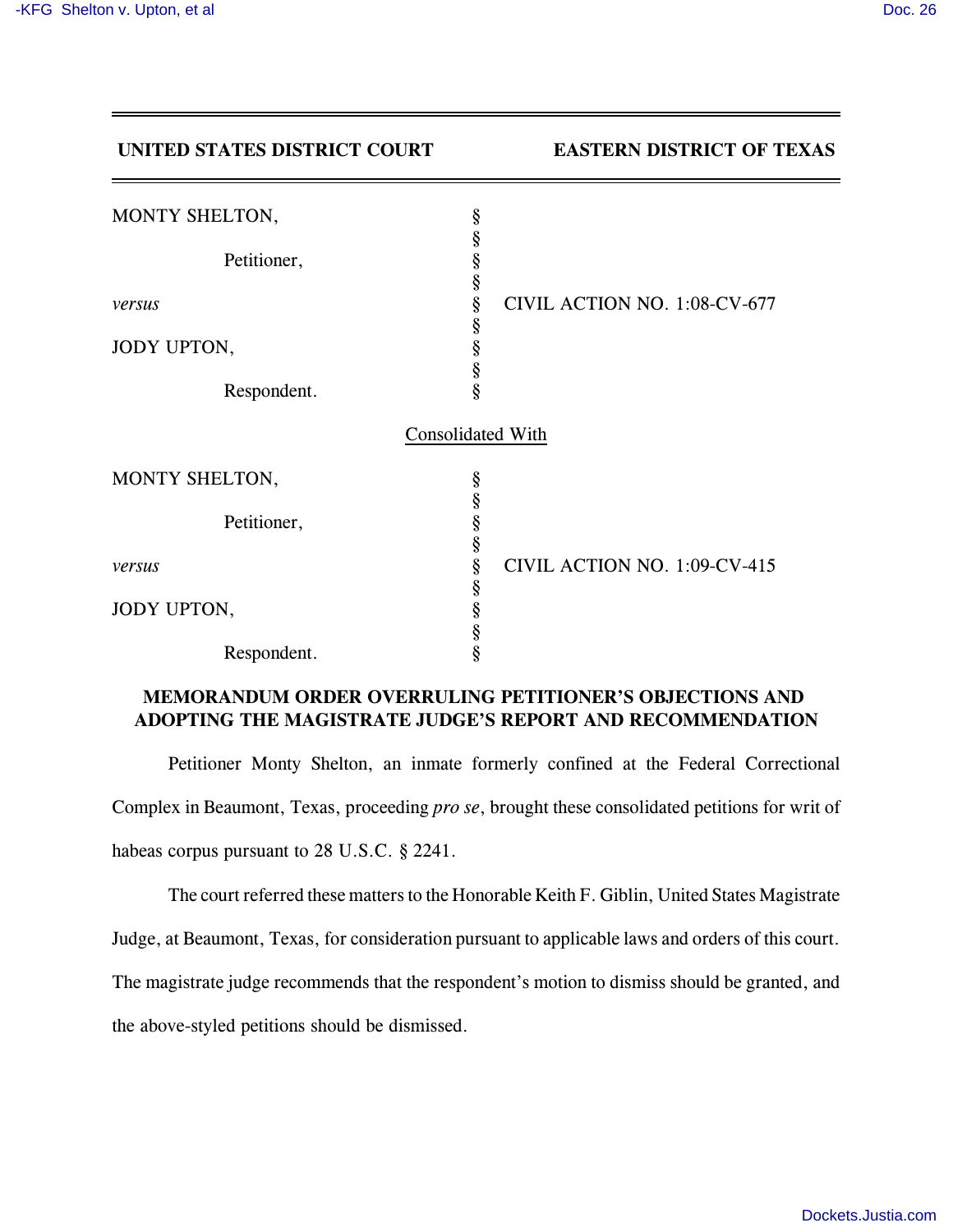**UNITED STATES DISTRICT COURT** **EASTERN DISTRICT OF TEXAS**

| | | |
|---|---|---|
| MONTY SHELTON, | § | |
| Petitioner, | § | |
| *versus* | § | CIVIL ACTION NO. 1:08-CV-677 |
| JODY UPTON, | § | |
| Respondent. | § | |

Consolidated With

| | | |
|---|---|---|
| MONTY SHELTON, | § | |
| Petitioner, | § | |
| *versus* | § | CIVIL ACTION NO. 1:09-CV-415 |
| JODY UPTON, | § | |
| Respondent. | § | |

## MEMORANDUM ORDER OVERRULING PETITIONER'S OBJECTIONS AND ADOPTING THE MAGISTRATE JUDGE'S REPORT AND RECOMMENDATION

Petitioner Monty Shelton, an inmate formerly confined at the Federal Correctional Complex in Beaumont, Texas, proceeding *pro se*, brought these consolidated petitions for writ of habeas corpus pursuant to 28 U.S.C. § 2241.

The court referred these matters to the Honorable Keith F. Giblin, United States Magistrate Judge, at Beaumont, Texas, for consideration pursuant to applicable laws and orders of this court. The magistrate judge recommends that the respondent's motion to dismiss should be granted, and the above-styled petitions should be dismissed.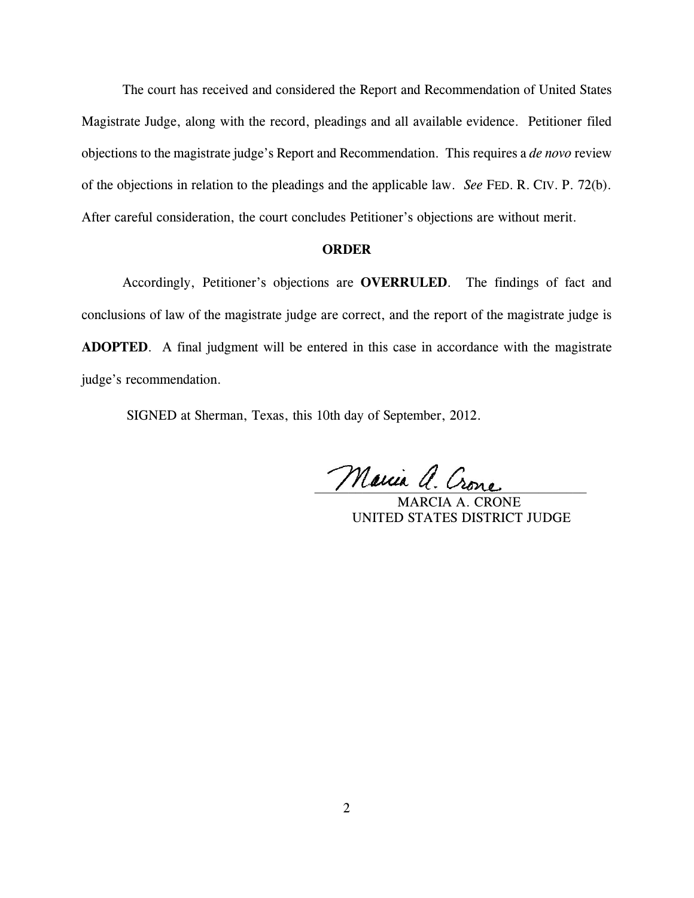The court has received and considered the Report and Recommendation of United States Magistrate Judge, along with the record, pleadings and all available evidence. Petitioner filed objections to the magistrate judge's Report and Recommendation. This requires a *de novo* review of the objections in relation to the pleadings and the applicable law. *See* FED. R. CIV. P. 72(b). After careful consideration, the court concludes Petitioner's objections are without merit.

**ORDER**

Accordingly, Petitioner's objections are **OVERRULED**. The findings of fact and conclusions of law of the magistrate judge are correct, and the report of the magistrate judge is **ADOPTED**. A final judgment will be entered in this case in accordance with the magistrate judge's recommendation.

SIGNED at Sherman, Texas, this 10th day of September, 2012.

Marcia A. Crone

MARCIA A. CRONE
UNITED STATES DISTRICT JUDGE